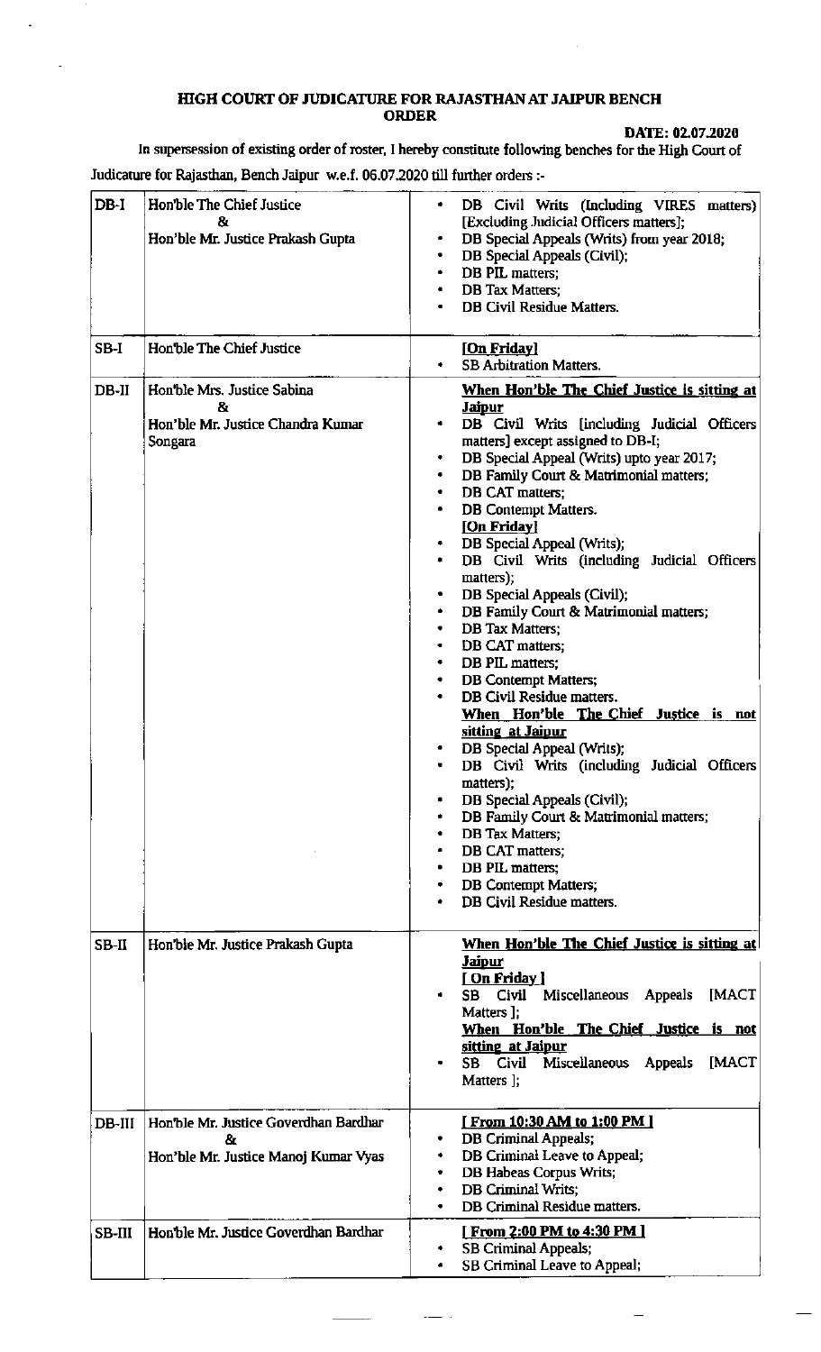# HIGH COURT OF JUDICATURE FOR RAJASTHAN AT JAIPUR BENCH

## ORDER

**DATE: 02.07.2020**

In supersession of existing order of roster, I hereby constitute following benches for the High Court of Judicature for Rajasthan, Bench Jaipur w.e.f. 06.07.2020 till further orders :-

| | | |
|---|---|---|
| DB-I | Hon'ble The Chief Justice<br>&<br>Hon'ble Mr. Justice Prakash Gupta | • DB Civil Writs (Including VIRES matters) [Excluding Judicial Officers matters];<br>• DB Special Appeals (Writs) from year 2018;<br>• DB Special Appeals (Civil);<br>• DB PIL matters;<br>• DB Tax Matters;<br>• DB Civil Residue Matters. |
| SB-I | Hon'ble The Chief Justice | **[On Friday]**<br>• SB Arbitration Matters. |
| DB-II | Hon'ble Mrs. Justice Sabina<br>&<br>Hon'ble Mr. Justice Chandra Kumar Songara | **When Hon'ble The Chief Justice is sitting at Jaipur**<br>• DB Civil Writs [including Judicial Officers matters] except assigned to DB-I;<br>• DB Special Appeal (Writs) upto year 2017;<br>• DB Family Court & Matrimonial matters;<br>• DB CAT matters;<br>• DB Contempt Matters.<br>**[On Friday]**<br>• DB Special Appeal (Writs);<br>• DB Civil Writs (including Judicial Officers matters);<br>• DB Special Appeals (Civil);<br>• DB Family Court & Matrimonial matters;<br>• DB Tax Matters;<br>• DB CAT matters;<br>• DB PIL matters;<br>• DB Contempt Matters;<br>• DB Civil Residue matters.<br>**When Hon'ble The Chief Justice is not sitting at Jaipur**<br>• DB Special Appeal (Writs);<br>• DB Civil Writs (including Judicial Officers matters);<br>• DB Special Appeals (Civil);<br>• DB Family Court & Matrimonial matters;<br>• DB Tax Matters;<br>• DB CAT matters;<br>• DB PIL matters;<br>• DB Contempt Matters;<br>• DB Civil Residue matters. |
| SB-II | Hon'ble Mr. Justice Prakash Gupta | **When Hon'ble The Chief Justice is sitting at Jaipur**<br>**[ On Friday ]**<br>• SB Civil Miscellaneous Appeals [MACT Matters ];<br>**When Hon'ble The Chief Justice is not sitting at Jaipur**<br>• SB Civil Miscellaneous Appeals [MACT Matters ]; |
| DB-III | Hon'ble Mr. Justice Goverdhan Bardhar<br>&<br>Hon'ble Mr. Justice Manoj Kumar Vyas | **[ From 10:30 AM to 1:00 PM ]**<br>• DB Criminal Appeals;<br>• DB Criminal Leave to Appeal;<br>• DB Habeas Corpus Writs;<br>• DB Criminal Writs;<br>• DB Criminal Residue matters. |
| SB-III | Hon'ble Mr. Justice Goverdhan Bardhar | **[ From 2:00 PM to 4:30 PM ]**<br>• SB Criminal Appeals;<br>• SB Criminal Leave to Appeal; |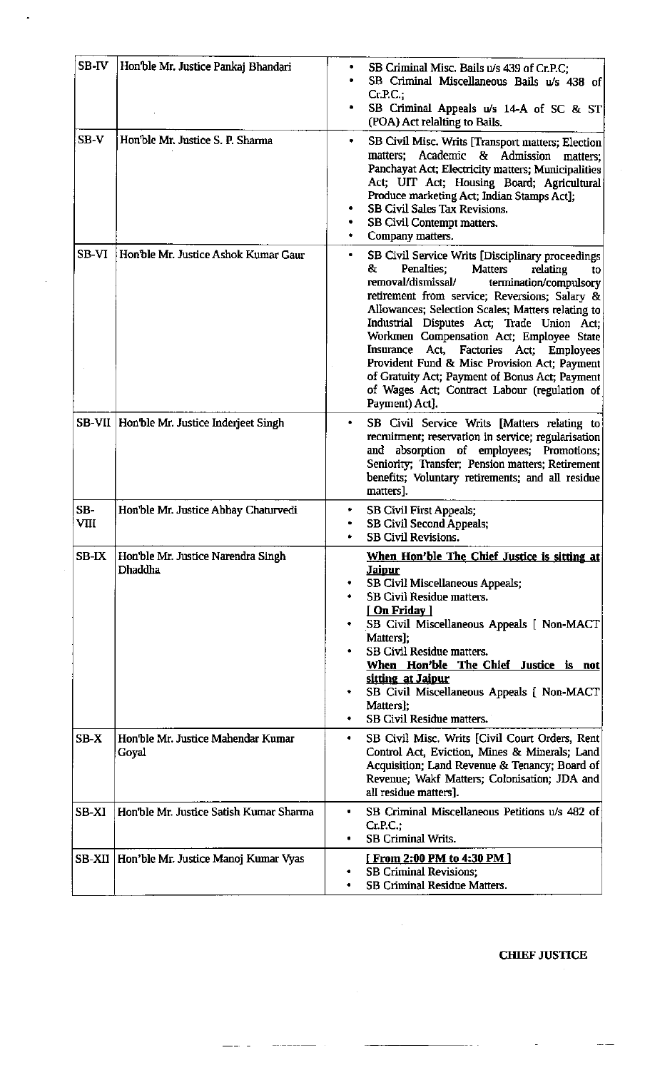| SB-IV | Hon'ble Mr. Justice Pankaj Bhandari | • SB Criminal Misc. Bails u/s 439 of Cr.P.C;<br>• SB Criminal Miscellaneous Bails u/s 438 of Cr.P.C.;<br>• SB Criminal Appeals u/s 14-A of SC & ST (POA) Act relalting to Bails. |
|---|---|---|
| SB-V | Hon'ble Mr. Justice S. P. Sharma | • SB Civil Misc. Writs [Transport matters; Election matters; Academic & Admission matters; Panchayat Act; Electricity matters; Municipalities Act; UIT Act; Housing Board; Agricultural Produce marketing Act; Indian Stamps Act];<br>• SB Civil Sales Tax Revisions.<br>• SB Civil Contempt matters.<br>• Company matters. |
| SB-VI | Hon'ble Mr. Justice Ashok Kumar Gaur | • SB Civil Service Writs [Disciplinary proceedings & Penalties; Matters relating to removal/dismissal/ termination/compulsory retirement from service; Reversions; Salary & Allowances; Selection Scales; Matters relating to Industrial Disputes Act; Trade Union Act; Workmen Compensation Act; Employee State Insurance Act, Factories Act; Employees Provident Fund & Misc Provision Act; Payment of Gratuity Act; Payment of Bonus Act; Payment of Wages Act; Contract Labour (regulation of Payment) Act]. |
| SB-VII | Hon'ble Mr. Justice Inderjeet Singh | • SB Civil Service Writs [Matters relating to recruitment; reservation in service; regularisation and absorption of employees; Promotions; Seniority; Transfer; Pension matters; Retirement benefits; Voluntary retirements; and all residue matters]. |
| SB-VIII | Hon'ble Mr. Justice Abhay Chaturvedi | • SB Civil First Appeals;<br>• SB Civil Second Appeals;<br>• SB Civil Revisions. |
| SB-IX | Hon'ble Mr. Justice Narendra Singh Dhaddha | **When Hon'ble The Chief Justice is sitting at Jaipur**<br>• SB Civil Miscellaneous Appeals;<br>• SB Civil Residue matters.<br>**[ On Friday ]**<br>• SB Civil Miscellaneous Appeals [ Non-MACT Matters];<br>• SB Civil Residue matters.<br>**When Hon'ble The Chief Justice is not sitting at Jaipur**<br>• SB Civil Miscellaneous Appeals [ Non-MACT Matters];<br>• SB Civil Residue matters. |
| SB-X | Hon'ble Mr. Justice Mahendar Kumar Goyal | • SB Civil Misc. Writs [Civil Court Orders, Rent Control Act, Eviction, Mines & Minerals; Land Acquisition; Land Revenue & Tenancy; Board of Revenue; Wakf Matters; Colonisation; JDA and all residue matters]. |
| SB-XI | Hon'ble Mr. Justice Satish Kumar Sharma | • SB Criminal Miscellaneous Petitions u/s 482 of Cr.P.C.;<br>• SB Criminal Writs. |
| SB-XII | Hon'ble Mr. Justice Manoj Kumar Vyas | **[ From 2:00 PM to 4:30 PM ]**<br>• SB Criminal Revisions;<br>• SB Criminal Residue Matters. |

**CHIEF JUSTICE**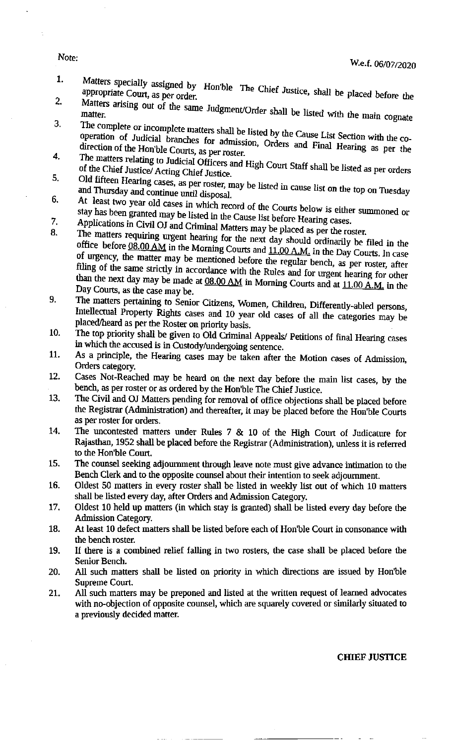Note:

W.e.f. 06/07/2020

1. Matters specially assigned by Hon'ble The Chief Justice, shall be placed before the appropriate Court, as per order.
2. Matters arising out of the same Judgment/Order shall be listed with the main cognate matter.
3. The complete or incomplete matters shall be listed by the Cause List Section with the co-operation of Judicial branches for admission, Orders and Final Hearing as per the direction of the Hon'ble Courts, as per roster.
4. The matters relating to Judicial Officers and High Court Staff shall be listed as per orders of the Chief Justice/ Acting Chief Justice.
5. Old fifteen Hearing cases, as per roster, may be listed in cause list on the top on Tuesday and Thursday and continue until disposal.
6. At least two year old cases in which record of the Courts below is either summoned or stay has been granted may be listed in the Cause list before Hearing cases.
7. Applications in Civil OJ and Criminal Matters may be placed as per the roster.
8. The matters requiring urgent hearing for the next day should ordinarily be filed in the office before 08.00 AM in the Morning Courts and 11.00 A.M. in the Day Courts. In case of urgency, the matter may be mentioned before the regular bench, as per roster, after filing of the same strictly in accordance with the Rules and for urgent hearing for other than the next day may be made at 08.00 AM in Morning Courts and at 11.00 A.M. in the Day Courts, as the case may be.
9. The matters pertaining to Senior Citizens, Women, Children, Differently-abled persons, Intellectual Property Rights cases and 10 year old cases of all the categories may be placed/heard as per the Roster on priority basis.
10. The top priority shall be given to Old Criminal Appeals/ Petitions of final Hearing cases in which the accused is in Custody/undergoing sentence.
11. As a principle, the Hearing cases may be taken after the Motion cases of Admission, Orders category.
12. Cases Not-Reached may be heard on the next day before the main list cases, by the bench, as per roster or as ordered by the Hon'ble The Chief Justice.
13. The Civil and OJ Matters pending for removal of office objections shall be placed before the Registrar (Administration) and thereafter, it may be placed before the Hon'ble Courts as per roster for orders.
14. The uncontested matters under Rules 7 & 10 of the High Court of Judicature for Rajasthan, 1952 shall be placed before the Registrar (Administration), unless it is referred to the Hon'ble Court.
15. The counsel seeking adjournment through leave note must give advance intimation to the Bench Clerk and to the opposite counsel about their intention to seek adjournment.
16. Oldest 50 matters in every roster shall be listed in weekly list out of which 10 matters shall be listed every day, after Orders and Admission Category.
17. Oldest 10 held up matters (in which stay is granted) shall be listed every day before the Admission Category.
18. At least 10 defect matters shall be listed before each of Hon'ble Court in consonance with the bench roster.
19. If there is a combined relief falling in two rosters, the case shall be placed before the Senior Bench.
20. All such matters shall be listed on priority in which directions are issued by Hon'ble Supreme Court.
21. All such matters may be preponed and listed at the written request of learned advocates with no-objection of opposite counsel, which are squarely covered or similarly situated to a previously decided matter.

**CHIEF JUSTICE**